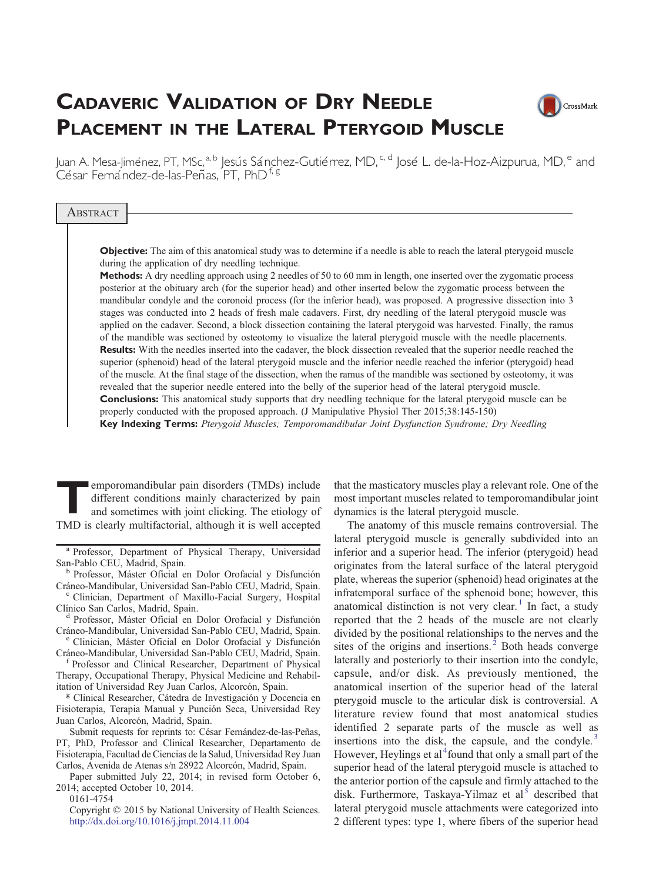# Cadaveric Validation of Dry Needle Placement in the Lateral Pterygoid Muscle

Juan A. Mesa-Jiménez, PT, MSc,[a,b] Jesús Sánchez-Gutiérrez, MD,[c,d] José L. de-la-Hoz-Aizpurua, MD,[e] and César Fernández-de-las-Peñas, PT, PhD[f,g]

## Abstract

**Objective:** The aim of this anatomical study was to determine if a needle is able to reach the lateral pterygoid muscle during the application of dry needling technique.

**Methods:** A dry needling approach using 2 needles of 50 to 60 mm in length, one inserted over the zygomatic process posterior at the obituary arch (for the superior head) and other inserted below the zygomatic process between the mandibular condyle and the coronoid process (for the inferior head), was proposed. A progressive dissection into 3 stages was conducted into 2 heads of fresh male cadavers. First, dry needling of the lateral pterygoid muscle was applied on the cadaver. Second, a block dissection containing the lateral pterygoid was harvested. Finally, the ramus of the mandible was sectioned by osteotomy to visualize the lateral pterygoid muscle with the needle placements.

**Results:** With the needles inserted into the cadaver, the block dissection revealed that the superior needle reached the superior (sphenoid) head of the lateral pterygoid muscle and the inferior needle reached the inferior (pterygoid) head of the muscle. At the final stage of the dissection, when the ramus of the mandible was sectioned by osteotomy, it was revealed that the superior needle entered into the belly of the superior head of the lateral pterygoid muscle.

**Conclusions:** This anatomical study supports that dry needling technique for the lateral pterygoid muscle can be properly conducted with the proposed approach. (J Manipulative Physiol Ther 2015;38:145-150)

**Key Indexing Terms:** *Pterygoid Muscles; Temporomandibular Joint Dysfunction Syndrome; Dry Needling*

Temporomandibular pain disorders (TMDs) include different conditions mainly characterized by pain and sometimes with joint clicking. The etiology of TMD is clearly multifactorial, although it is well accepted that the masticatory muscles play a relevant role. One of the most important muscles related to temporomandibular joint dynamics is the lateral pterygoid muscle.

The anatomy of this muscle remains controversial. The lateral pterygoid muscle is generally subdivided into an inferior and a superior head. The inferior (pterygoid) head originates from the lateral surface of the lateral pterygoid plate, whereas the superior (sphenoid) head originates at the infratemporal surface of the sphenoid bone; however, this anatomical distinction is not very clear.[1] In fact, a study reported that the 2 heads of the muscle are not clearly divided by the positional relationships to the nerves and the sites of the origins and insertions.[2] Both heads converge laterally and posteriorly to their insertion into the condyle, capsule, and/or disk. As previously mentioned, the anatomical insertion of the superior head of the lateral pterygoid muscle to the articular disk is controversial. A literature review found that most anatomical studies identified 2 separate parts of the muscle as well as insertions into the disk, the capsule, and the condyle.[3] However, Heylings et al[4] found that only a small part of the superior head of the lateral pterygoid muscle is attached to the anterior portion of the capsule and firmly attached to the disk. Furthermore, Taskaya-Yilmaz et al[5] described that lateral pterygoid muscle attachments were categorized into 2 different types: type 1, where fibers of the superior head

[a] Professor, Department of Physical Therapy, Universidad San-Pablo CEU, Madrid, Spain.

[b] Professor, Máster Oficial en Dolor Orofacial y Disfunción Cráneo-Mandibular, Universidad San-Pablo CEU, Madrid, Spain.

[c] Clinician, Department of Maxillo-Facial Surgery, Hospital Clínico San Carlos, Madrid, Spain.

[d] Professor, Máster Oficial en Dolor Orofacial y Disfunción Cráneo-Mandibular, Universidad San-Pablo CEU, Madrid, Spain.

[e] Clinician, Máster Oficial en Dolor Orofacial y Disfunción Cráneo-Mandibular, Universidad San-Pablo CEU, Madrid, Spain.

[f] Professor and Clinical Researcher, Department of Physical Therapy, Occupational Therapy, Physical Medicine and Rehabilitation of Universidad Rey Juan Carlos, Alcorcón, Spain.

[g] Clinical Researcher, Cátedra de Investigación y Docencia en Fisioterapia, Terapia Manual y Punción Seca, Universidad Rey Juan Carlos, Alcorcón, Madrid, Spain.

Submit requests for reprints to: César Fernández-de-las-Peñas, PT, PhD, Professor and Clinical Researcher, Departamento de Fisioterapia, Facultad de Ciencias de la Salud, Universidad Rey Juan Carlos, Avenida de Atenas s/n 28922 Alcorcón, Madrid, Spain.

Paper submitted July 22, 2014; in revised form October 6, 2014; accepted October 10, 2014.

0161-4754

Copyright © 2015 by National University of Health Sciences.

http://dx.doi.org/10.1016/j.jmpt.2014.11.004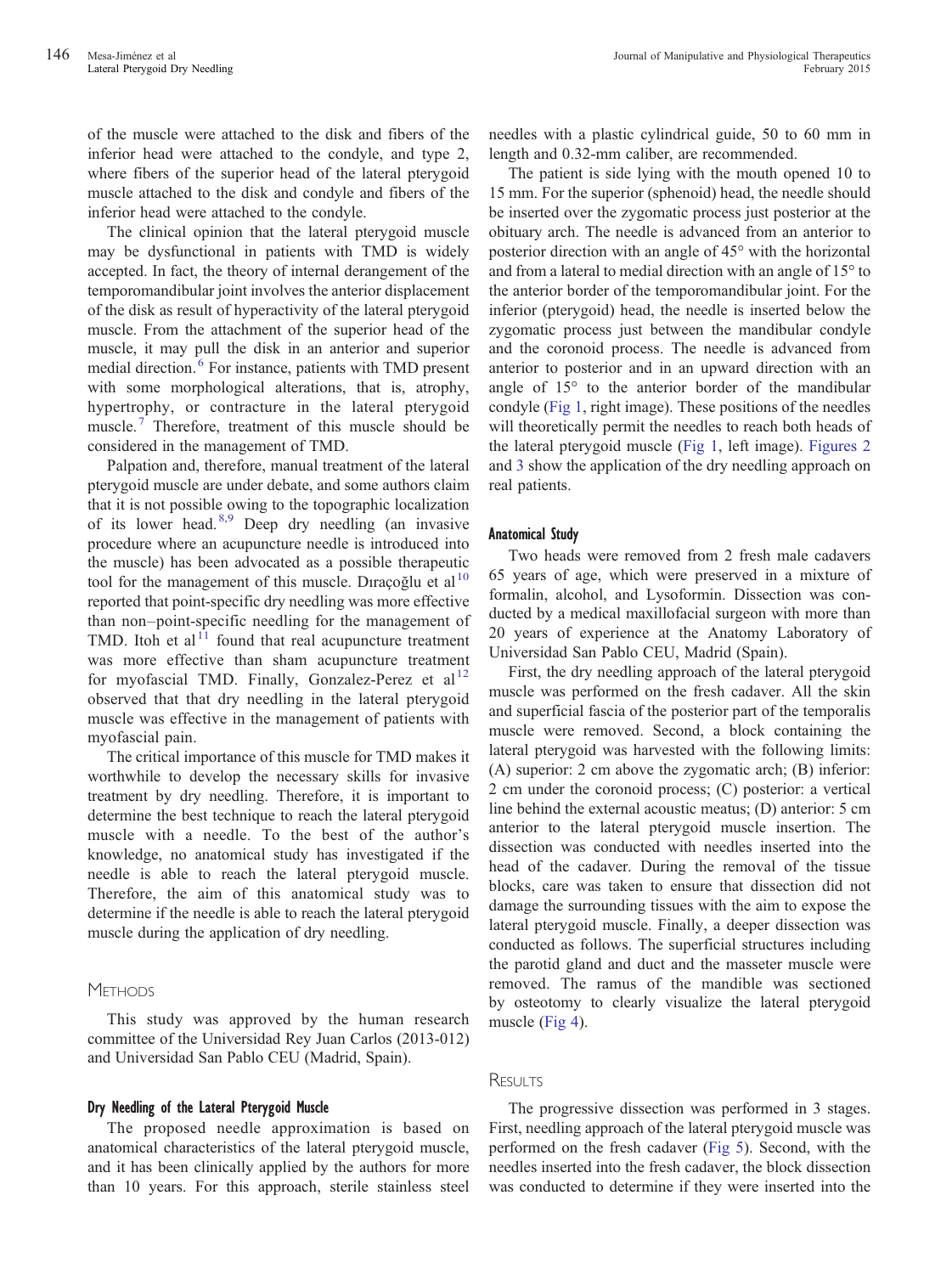of the muscle were attached to the disk and fibers of the inferior head were attached to the condyle, and type 2, where fibers of the superior head of the lateral pterygoid muscle attached to the disk and condyle and fibers of the inferior head were attached to the condyle.

The clinical opinion that the lateral pterygoid muscle may be dysfunctional in patients with TMD is widely accepted. In fact, the theory of internal derangement of the temporomandibular joint involves the anterior displacement of the disk as result of hyperactivity of the lateral pterygoid muscle. From the attachment of the superior head of the muscle, it may pull the disk in an anterior and superior medial direction.[6] For instance, patients with TMD present with some morphological alterations, that is, atrophy, hypertrophy, or contracture in the lateral pterygoid muscle.[7] Therefore, treatment of this muscle should be considered in the management of TMD.

Palpation and, therefore, manual treatment of the lateral pterygoid muscle are under debate, and some authors claim that it is not possible owing to the topographic localization of its lower head.[8,9] Deep dry needling (an invasive procedure where an acupuncture needle is introduced into the muscle) has been advocated as a possible therapeutic tool for the management of this muscle. Dıraçoğlu et al[10] reported that point-specific dry needling was more effective than non–point-specific needling for the management of TMD. Itoh et al[11] found that real acupuncture treatment was more effective than sham acupuncture treatment for myofascial TMD. Finally, Gonzalez-Perez et al[12] observed that that dry needling in the lateral pterygoid muscle was effective in the management of patients with myofascial pain.

The critical importance of this muscle for TMD makes it worthwhile to develop the necessary skills for invasive treatment by dry needling. Therefore, it is important to determine the best technique to reach the lateral pterygoid muscle with a needle. To the best of the author's knowledge, no anatomical study has investigated if the needle is able to reach the lateral pterygoid muscle. Therefore, the aim of this anatomical study was to determine if the needle is able to reach the lateral pterygoid muscle during the application of dry needling.

## Methods

This study was approved by the human research committee of the Universidad Rey Juan Carlos (2013-012) and Universidad San Pablo CEU (Madrid, Spain).

### Dry Needling of the Lateral Pterygoid Muscle

The proposed needle approximation is based on anatomical characteristics of the lateral pterygoid muscle, and it has been clinically applied by the authors for more than 10 years. For this approach, sterile stainless steel needles with a plastic cylindrical guide, 50 to 60 mm in length and 0.32-mm caliber, are recommended.

The patient is side lying with the mouth opened 10 to 15 mm. For the superior (sphenoid) head, the needle should be inserted over the zygomatic process just posterior at the obituary arch. The needle is advanced from an anterior to posterior direction with an angle of 45° with the horizontal and from a lateral to medial direction with an angle of 15° to the anterior border of the temporomandibular joint. For the inferior (pterygoid) head, the needle is inserted below the zygomatic process just between the mandibular condyle and the coronoid process. The needle is advanced from anterior to posterior and in an upward direction with an angle of 15° to the anterior border of the mandibular condyle (Fig 1, right image). These positions of the needles will theoretically permit the needles to reach both heads of the lateral pterygoid muscle (Fig 1, left image). Figures 2 and 3 show the application of the dry needling approach on real patients.

### Anatomical Study

Two heads were removed from 2 fresh male cadavers 65 years of age, which were preserved in a mixture of formalin, alcohol, and Lysoformin. Dissection was conducted by a medical maxillofacial surgeon with more than 20 years of experience at the Anatomy Laboratory of Universidad San Pablo CEU, Madrid (Spain).

First, the dry needling approach of the lateral pterygoid muscle was performed on the fresh cadaver. All the skin and superficial fascia of the posterior part of the temporalis muscle were removed. Second, a block containing the lateral pterygoid was harvested with the following limits: (A) superior: 2 cm above the zygomatic arch; (B) inferior: 2 cm under the coronoid process; (C) posterior: a vertical line behind the external acoustic meatus; (D) anterior: 5 cm anterior to the lateral pterygoid muscle insertion. The dissection was conducted with needles inserted into the head of the cadaver. During the removal of the tissue blocks, care was taken to ensure that dissection did not damage the surrounding tissues with the aim to expose the lateral pterygoid muscle. Finally, a deeper dissection was conducted as follows. The superficial structures including the parotid gland and duct and the masseter muscle were removed. The ramus of the mandible was sectioned by osteotomy to clearly visualize the lateral pterygoid muscle (Fig 4).

## Results

The progressive dissection was performed in 3 stages. First, needling approach of the lateral pterygoid muscle was performed on the fresh cadaver (Fig 5). Second, with the needles inserted into the fresh cadaver, the block dissection was conducted to determine if they were inserted into the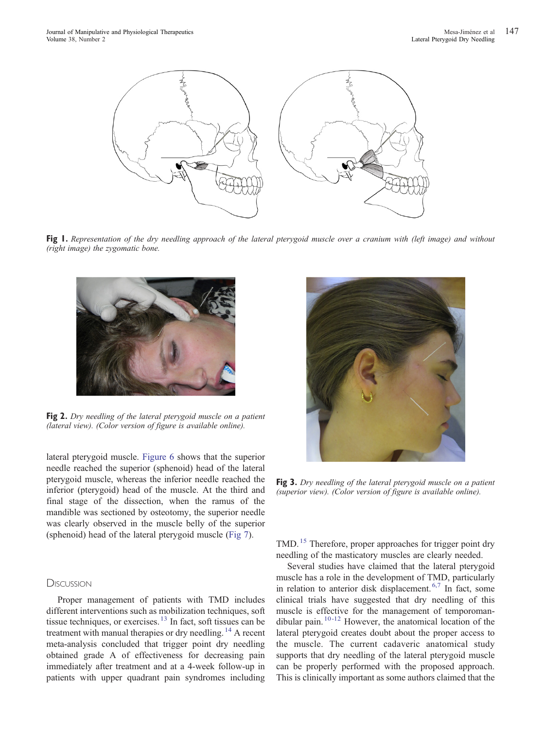Fig 1. *Representation of the dry needling approach of the lateral pterygoid muscle over a cranium with (left image) and without (right image) the zygomatic bone.*

Fig 2. *Dry needling of the lateral pterygoid muscle on a patient (lateral view). (Color version of figure is available online).*

Fig 3. *Dry needling of the lateral pterygoid muscle on a patient (superior view). (Color version of figure is available online).*

lateral pterygoid muscle. Figure 6 shows that the superior needle reached the superior (sphenoid) head of the lateral pterygoid muscle, whereas the inferior needle reached the inferior (pterygoid) head of the muscle. At the third and final stage of the dissection, when the ramus of the mandible was sectioned by osteotomy, the superior needle was clearly observed in the muscle belly of the superior (sphenoid) head of the lateral pterygoid muscle (Fig 7).

## Discussion

Proper management of patients with TMD includes different interventions such as mobilization techniques, soft tissue techniques, or exercises.[13] In fact, soft tissues can be treatment with manual therapies or dry needling.[14] A recent meta-analysis concluded that trigger point dry needling obtained grade A of effectiveness for decreasing pain immediately after treatment and at a 4-week follow-up in patients with upper quadrant pain syndromes including TMD.[15] Therefore, proper approaches for trigger point dry needling of the masticatory muscles are clearly needed.

Several studies have claimed that the lateral pterygoid muscle has a role in the development of TMD, particularly in relation to anterior disk displacement.[6,7] In fact, some clinical trials have suggested that dry needling of this muscle is effective for the management of temporomandibular pain.[10-12] However, the anatomical location of the lateral pterygoid creates doubt about the proper access to the muscle. The current cadaveric anatomical study supports that dry needling of the lateral pterygoid muscle can be properly performed with the proposed approach. This is clinically important as some authors claimed that the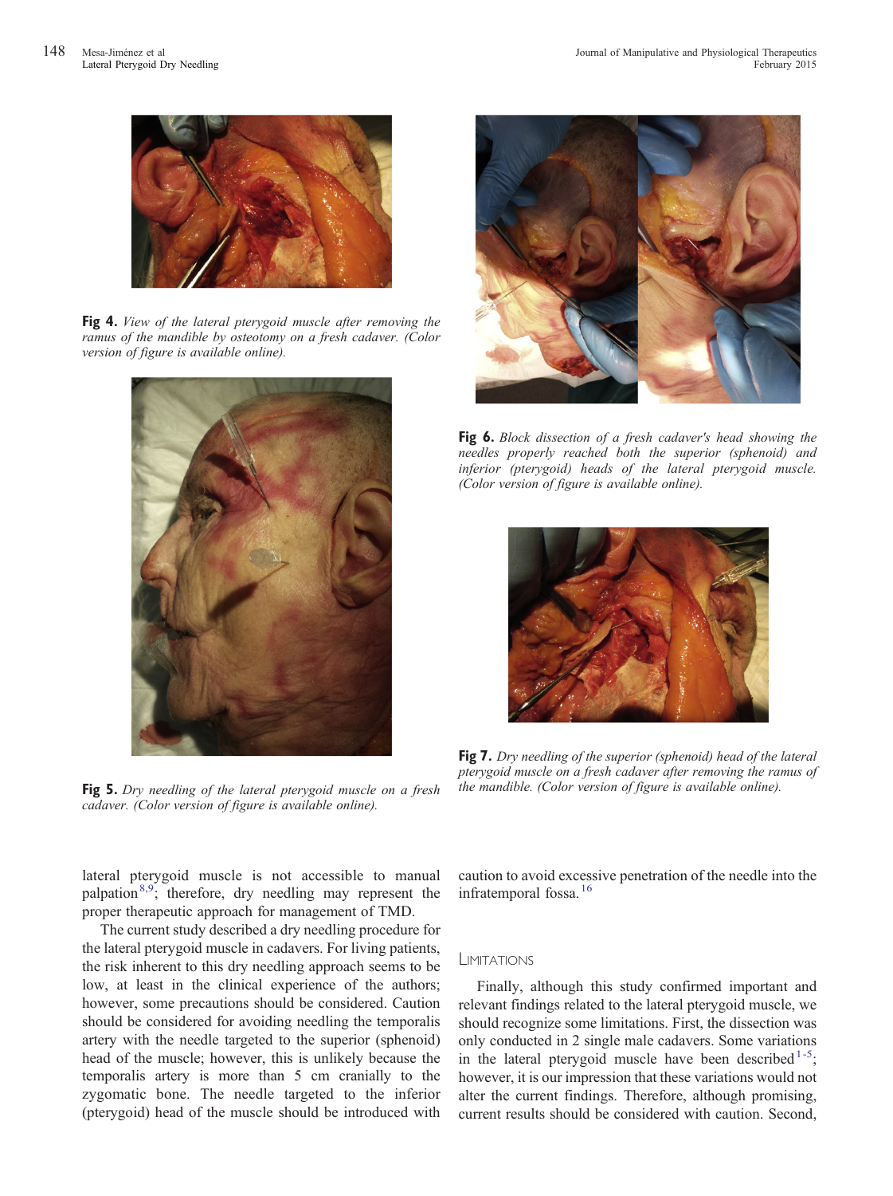**Fig 4.** *View of the lateral pterygoid muscle after removing the ramus of the mandible by osteotomy on a fresh cadaver. (Color version of figure is available online).*

**Fig 5.** *Dry needling of the lateral pterygoid muscle on a fresh cadaver. (Color version of figure is available online).*

**Fig 6.** *Block dissection of a fresh cadaver's head showing the needles properly reached both the superior (sphenoid) and inferior (pterygoid) heads of the lateral pterygoid muscle. (Color version of figure is available online).*

**Fig 7.** *Dry needling of the superior (sphenoid) head of the lateral pterygoid muscle on a fresh cadaver after removing the ramus of the mandible. (Color version of figure is available online).*

lateral pterygoid muscle is not accessible to manual palpation[8,9]; therefore, dry needling may represent the proper therapeutic approach for management of TMD.

The current study described a dry needling procedure for the lateral pterygoid muscle in cadavers. For living patients, the risk inherent to this dry needling approach seems to be low, at least in the clinical experience of the authors; however, some precautions should be considered. Caution should be considered for avoiding needling the temporalis artery with the needle targeted to the superior (sphenoid) head of the muscle; however, this is unlikely because the temporalis artery is more than 5 cm cranially to the zygomatic bone. The needle targeted to the inferior (pterygoid) head of the muscle should be introduced with caution to avoid excessive penetration of the needle into the infratemporal fossa.[16]

## Limitations

Finally, although this study confirmed important and relevant findings related to the lateral pterygoid muscle, we should recognize some limitations. First, the dissection was only conducted in 2 single male cadavers. Some variations in the lateral pterygoid muscle have been described[1-5]; however, it is our impression that these variations would not alter the current findings. Therefore, although promising, current results should be considered with caution. Second,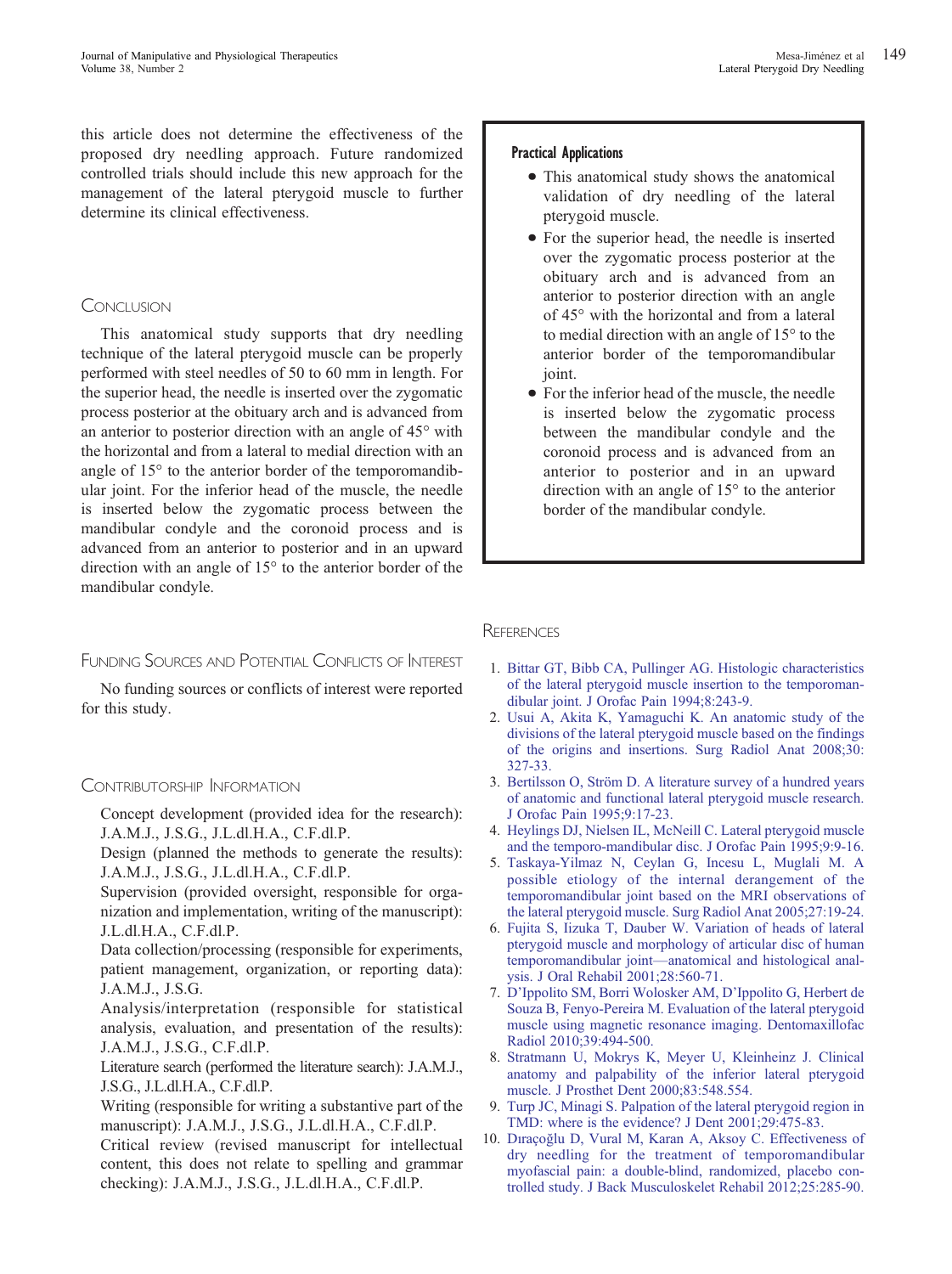this article does not determine the effectiveness of the proposed dry needling approach. Future randomized controlled trials should include this new approach for the management of the lateral pterygoid muscle to further determine its clinical effectiveness.

## Conclusion

This anatomical study supports that dry needling technique of the lateral pterygoid muscle can be properly performed with steel needles of 50 to 60 mm in length. For the superior head, the needle is inserted over the zygomatic process posterior at the obituary arch and is advanced from an anterior to posterior direction with an angle of 45° with the horizontal and from a lateral to medial direction with an angle of 15° to the anterior border of the temporomandibular joint. For the inferior head of the muscle, the needle is inserted below the zygomatic process between the mandibular condyle and the coronoid process and is advanced from an anterior to posterior and in an upward direction with an angle of 15° to the anterior border of the mandibular condyle.

## Funding Sources and Potential Conflicts of Interest

No funding sources or conflicts of interest were reported for this study.

## Contributorship Information

Concept development (provided idea for the research): J.A.M.J., J.S.G., J.L.dl.H.A., C.F.dl.P.

Design (planned the methods to generate the results): J.A.M.J., J.S.G., J.L.dl.H.A., C.F.dl.P.

Supervision (provided oversight, responsible for organization and implementation, writing of the manuscript): J.L.dl.H.A., C.F.dl.P.

Data collection/processing (responsible for experiments, patient management, organization, or reporting data): J.A.M.J., J.S.G.

Analysis/interpretation (responsible for statistical analysis, evaluation, and presentation of the results): J.A.M.J., J.S.G., C.F.dl.P.

Literature search (performed the literature search): J.A.M.J., J.S.G., J.L.dl.H.A., C.F.dl.P.

Writing (responsible for writing a substantive part of the manuscript): J.A.M.J., J.S.G., J.L.dl.H.A., C.F.dl.P.

Critical review (revised manuscript for intellectual content, this does not relate to spelling and grammar checking): J.A.M.J., J.S.G., J.L.dl.H.A., C.F.dl.P.

### Practical Applications

- This anatomical study shows the anatomical validation of dry needling of the lateral pterygoid muscle.
- For the superior head, the needle is inserted over the zygomatic process posterior at the obituary arch and is advanced from an anterior to posterior direction with an angle of 45° with the horizontal and from a lateral to medial direction with an angle of 15° to the anterior border of the temporomandibular joint.
- For the inferior head of the muscle, the needle is inserted below the zygomatic process between the mandibular condyle and the coronoid process and is advanced from an anterior to posterior and in an upward direction with an angle of 15° to the anterior border of the mandibular condyle.

## References

1. Bittar GT, Bibb CA, Pullinger AG. Histologic characteristics of the lateral pterygoid muscle insertion to the temporomandibular joint. J Orofac Pain 1994;8:243-9.
2. Usui A, Akita K, Yamaguchi K. An anatomic study of the divisions of the lateral pterygoid muscle based on the findings of the origins and insertions. Surg Radiol Anat 2008;30:327-33.
3. Bertilsson O, Ström D. A literature survey of a hundred years of anatomic and functional lateral pterygoid muscle research. J Orofac Pain 1995;9:17-23.
4. Heylings DJ, Nielsen IL, McNeill C. Lateral pterygoid muscle and the temporo-mandibular disc. J Orofac Pain 1995;9:9-16.
5. Taskaya-Yilmaz N, Ceylan G, Incesu L, Muglali M. A possible etiology of the internal derangement of the temporomandibular joint based on the MRI observations of the lateral pterygoid muscle. Surg Radiol Anat 2005;27:19-24.
6. Fujita S, Iizuka T, Dauber W. Variation of heads of lateral pterygoid muscle and morphology of articular disc of human temporomandibular joint—anatomical and histological analysis. J Oral Rehabil 2001;28:560-71.
7. D'Ippolito SM, Borri Wolosker AM, D'Ippolito G, Herbert de Souza B, Fenyo-Pereira M. Evaluation of the lateral pterygoid muscle using magnetic resonance imaging. Dentomaxillofac Radiol 2010;39:494-500.
8. Stratmann U, Mokrys K, Meyer U, Kleinheinz J. Clinical anatomy and palpability of the inferior lateral pterygoid muscle. J Prosthet Dent 2000;83:548.554.
9. Turp JC, Minagi S. Palpation of the lateral pterygoid region in TMD: where is the evidence? J Dent 2001;29:475-83.
10. Dıraçoğlu D, Vural M, Karan A, Aksoy C. Effectiveness of dry needling for the treatment of temporomandibular myofascial pain: a double-blind, randomized, placebo controlled study. J Back Musculoskelet Rehabil 2012;25:285-90.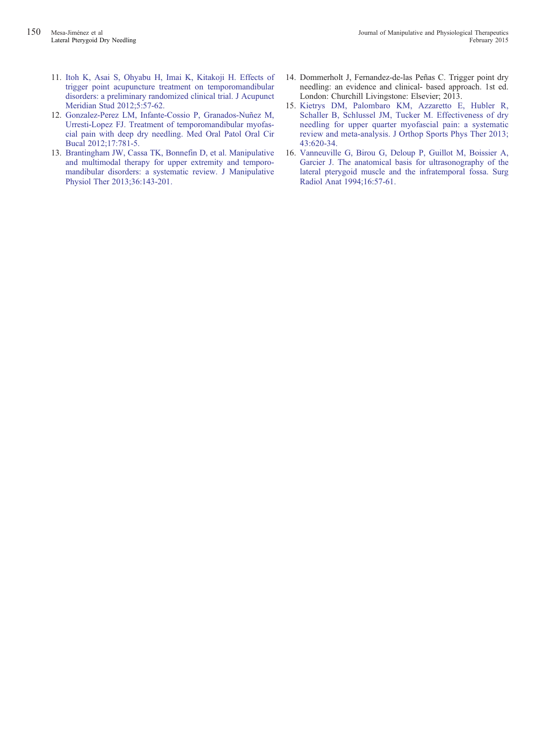11. Itoh K, Asai S, Ohyabu H, Imai K, Kitakoji H. Effects of trigger point acupuncture treatment on temporomandibular disorders: a preliminary randomized clinical trial. J Acupunct Meridian Stud 2012;5:57-62.
12. Gonzalez-Perez LM, Infante-Cossio P, Granados-Nuñez M, Urresti-Lopez FJ. Treatment of temporomandibular myofascial pain with deep dry needling. Med Oral Patol Oral Cir Bucal 2012;17:781-5.
13. Brantingham JW, Cassa TK, Bonnefin D, et al. Manipulative and multimodal therapy for upper extremity and temporomandibular disorders: a systematic review. J Manipulative Physiol Ther 2013;36:143-201.
14. Dommerholt J, Fernandez-de-las Peñas C. Trigger point dry needling: an evidence and clinical- based approach. 1st ed. London: Churchill Livingstone: Elsevier; 2013.
15. Kietrys DM, Palombaro KM, Azzaretto E, Hubler R, Schaller B, Schlussel JM, Tucker M. Effectiveness of dry needling for upper quarter myofascial pain: a systematic review and meta-analysis. J Orthop Sports Phys Ther 2013; 43:620-34.
16. Vanneuville G, Birou G, Deloup P, Guillot M, Boissier A, Garcier J. The anatomical basis for ultrasonography of the lateral pterygoid muscle and the infratemporal fossa. Surg Radiol Anat 1994;16:57-61.